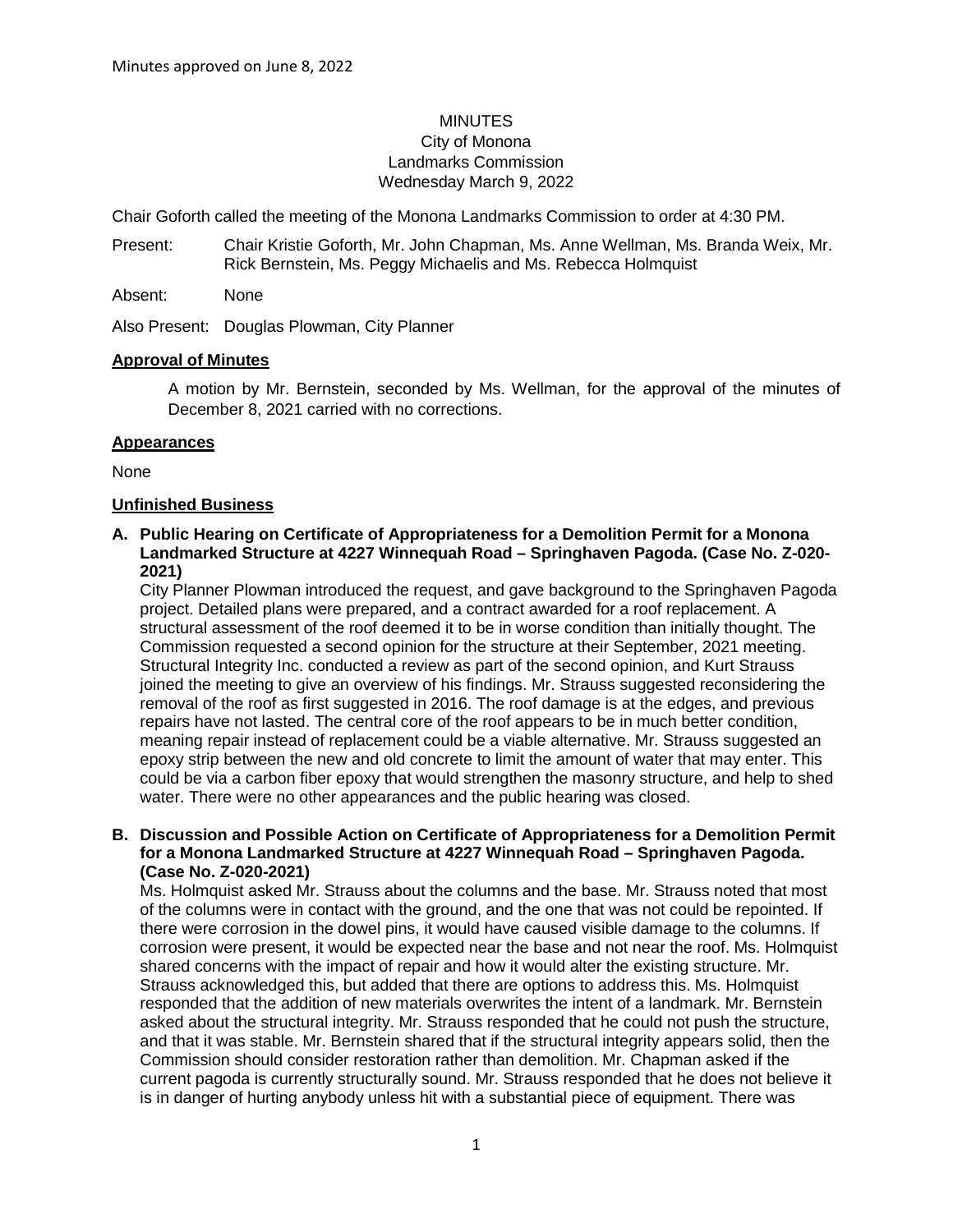Minutes approved on June 8, 2022

# MINUTES
## City of Monona
## Landmarks Commission
## Wednesday March 9, 2022

Chair Goforth called the meeting of the Monona Landmarks Commission to order at 4:30 PM.

Present: Chair Kristie Goforth, Mr. John Chapman, Ms. Anne Wellman, Ms. Branda Weix, Mr. Rick Bernstein, Ms. Peggy Michaelis and Ms. Rebecca Holmquist

Absent: None

Also Present: Douglas Plowman, City Planner

### Approval of Minutes

A motion by Mr. Bernstein, seconded by Ms. Wellman, for the approval of the minutes of December 8, 2021 carried with no corrections.

### Appearances

None

### Unfinished Business

**A. Public Hearing on Certificate of Appropriateness for a Demolition Permit for a Monona Landmarked Structure at 4227 Winnequah Road – Springhaven Pagoda. (Case No. Z-020-2021)**

City Planner Plowman introduced the request, and gave background to the Springhaven Pagoda project. Detailed plans were prepared, and a contract awarded for a roof replacement. A structural assessment of the roof deemed it to be in worse condition than initially thought. The Commission requested a second opinion for the structure at their September, 2021 meeting. Structural Integrity Inc. conducted a review as part of the second opinion, and Kurt Strauss joined the meeting to give an overview of his findings. Mr. Strauss suggested reconsidering the removal of the roof as first suggested in 2016. The roof damage is at the edges, and previous repairs have not lasted. The central core of the roof appears to be in much better condition, meaning repair instead of replacement could be a viable alternative. Mr. Strauss suggested an epoxy strip between the new and old concrete to limit the amount of water that may enter. This could be via a carbon fiber epoxy that would strengthen the masonry structure, and help to shed water. There were no other appearances and the public hearing was closed.

**B. Discussion and Possible Action on Certificate of Appropriateness for a Demolition Permit for a Monona Landmarked Structure at 4227 Winnequah Road – Springhaven Pagoda. (Case No. Z-020-2021)**

Ms. Holmquist asked Mr. Strauss about the columns and the base. Mr. Strauss noted that most of the columns were in contact with the ground, and the one that was not could be repointed. If there were corrosion in the dowel pins, it would have caused visible damage to the columns. If corrosion were present, it would be expected near the base and not near the roof. Ms. Holmquist shared concerns with the impact of repair and how it would alter the existing structure. Mr. Strauss acknowledged this, but added that there are options to address this. Ms. Holmquist responded that the addition of new materials overwrites the intent of a landmark. Mr. Bernstein asked about the structural integrity. Mr. Strauss responded that he could not push the structure, and that it was stable. Mr. Bernstein shared that if the structural integrity appears solid, then the Commission should consider restoration rather than demolition. Mr. Chapman asked if the current pagoda is currently structurally sound. Mr. Strauss responded that he does not believe it is in danger of hurting anybody unless hit with a substantial piece of equipment. There was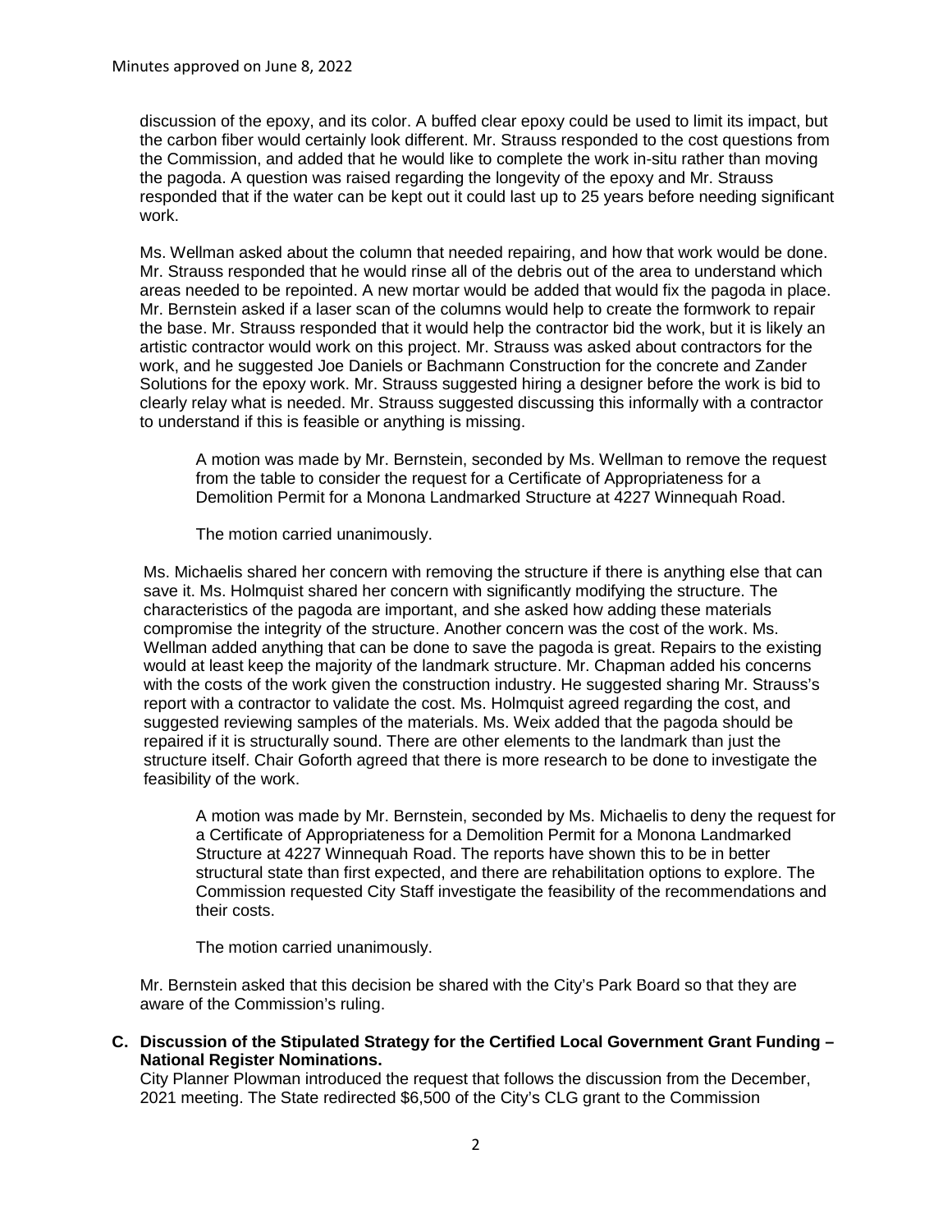discussion of the epoxy, and its color. A buffed clear epoxy could be used to limit its impact, but the carbon fiber would certainly look different. Mr. Strauss responded to the cost questions from the Commission, and added that he would like to complete the work in-situ rather than moving the pagoda. A question was raised regarding the longevity of the epoxy and Mr. Strauss responded that if the water can be kept out it could last up to 25 years before needing significant work.

Ms. Wellman asked about the column that needed repairing, and how that work would be done. Mr. Strauss responded that he would rinse all of the debris out of the area to understand which areas needed to be repointed. A new mortar would be added that would fix the pagoda in place. Mr. Bernstein asked if a laser scan of the columns would help to create the formwork to repair the base. Mr. Strauss responded that it would help the contractor bid the work, but it is likely an artistic contractor would work on this project. Mr. Strauss was asked about contractors for the work, and he suggested Joe Daniels or Bachmann Construction for the concrete and Zander Solutions for the epoxy work. Mr. Strauss suggested hiring a designer before the work is bid to clearly relay what is needed. Mr. Strauss suggested discussing this informally with a contractor to understand if this is feasible or anything is missing.

> A motion was made by Mr. Bernstein, seconded by Ms. Wellman to remove the request from the table to consider the request for a Certificate of Appropriateness for a Demolition Permit for a Monona Landmarked Structure at 4227 Winnequah Road.
>
> The motion carried unanimously.

Ms. Michaelis shared her concern with removing the structure if there is anything else that can save it. Ms. Holmquist shared her concern with significantly modifying the structure. The characteristics of the pagoda are important, and she asked how adding these materials compromise the integrity of the structure. Another concern was the cost of the work. Ms. Wellman added anything that can be done to save the pagoda is great. Repairs to the existing would at least keep the majority of the landmark structure. Mr. Chapman added his concerns with the costs of the work given the construction industry. He suggested sharing Mr. Strauss's report with a contractor to validate the cost. Ms. Holmquist agreed regarding the cost, and suggested reviewing samples of the materials. Ms. Weix added that the pagoda should be repaired if it is structurally sound. There are other elements to the landmark than just the structure itself. Chair Goforth agreed that there is more research to be done to investigate the feasibility of the work.

> A motion was made by Mr. Bernstein, seconded by Ms. Michaelis to deny the request for a Certificate of Appropriateness for a Demolition Permit for a Monona Landmarked Structure at 4227 Winnequah Road. The reports have shown this to be in better structural state than first expected, and there are rehabilitation options to explore. The Commission requested City Staff investigate the feasibility of the recommendations and their costs.
>
> The motion carried unanimously.

Mr. Bernstein asked that this decision be shared with the City's Park Board so that they are aware of the Commission's ruling.

**C. Discussion of the Stipulated Strategy for the Certified Local Government Grant Funding – National Register Nominations.**

City Planner Plowman introduced the request that follows the discussion from the December, 2021 meeting. The State redirected $6,500 of the City's CLG grant to the Commission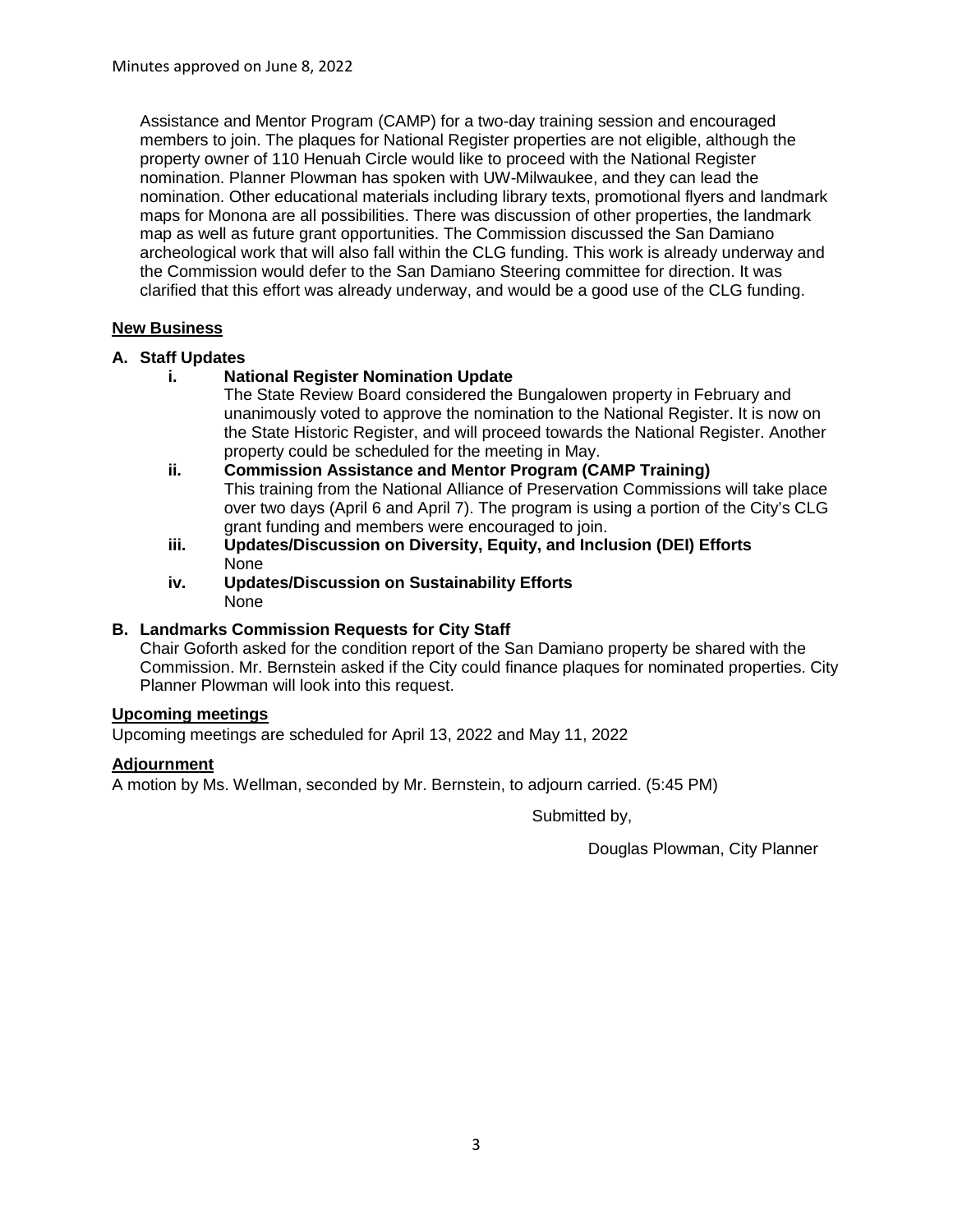Minutes approved on June 8, 2022

Assistance and Mentor Program (CAMP) for a two-day training session and encouraged members to join. The plaques for National Register properties are not eligible, although the property owner of 110 Henuah Circle would like to proceed with the National Register nomination. Planner Plowman has spoken with UW-Milwaukee, and they can lead the nomination. Other educational materials including library texts, promotional flyers and landmark maps for Monona are all possibilities. There was discussion of other properties, the landmark map as well as future grant opportunities. The Commission discussed the San Damiano archeological work that will also fall within the CLG funding. This work is already underway and the Commission would defer to the San Damiano Steering committee for direction. It was clarified that this effort was already underway, and would be a good use of the CLG funding.

## New Business

**A. Staff Updates**

**i. National Register Nomination Update**

The State Review Board considered the Bungalowen property in February and unanimously voted to approve the nomination to the National Register. It is now on the State Historic Register, and will proceed towards the National Register. Another property could be scheduled for the meeting in May.

**ii. Commission Assistance and Mentor Program (CAMP Training)**

This training from the National Alliance of Preservation Commissions will take place over two days (April 6 and April 7). The program is using a portion of the City's CLG grant funding and members were encouraged to join.

**iii. Updates/Discussion on Diversity, Equity, and Inclusion (DEI) Efforts**

None

**iv. Updates/Discussion on Sustainability Efforts**

None

**B. Landmarks Commission Requests for City Staff**

Chair Goforth asked for the condition report of the San Damiano property be shared with the Commission. Mr. Bernstein asked if the City could finance plaques for nominated properties. City Planner Plowman will look into this request.

## Upcoming meetings

Upcoming meetings are scheduled for April 13, 2022 and May 11, 2022

## Adjournment

A motion by Ms. Wellman, seconded by Mr. Bernstein, to adjourn carried. (5:45 PM)

Submitted by,

Douglas Plowman, City Planner